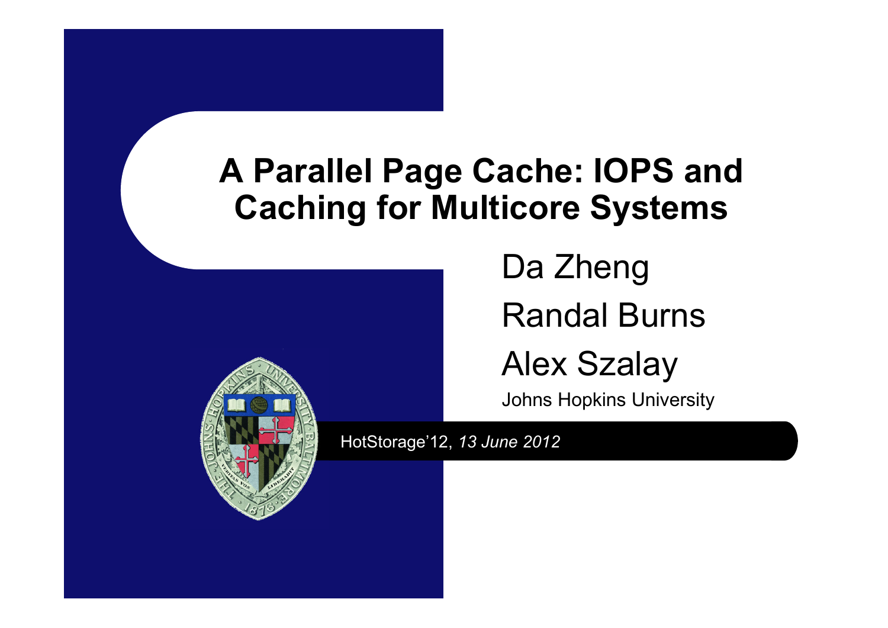# A Parallel Page Cache: IOPS and Caching for Multicore Systems

Da Zheng

Randal Burns

Alex Szalay

Johns Hopkins University

HotStorage'12, *13 June 2012*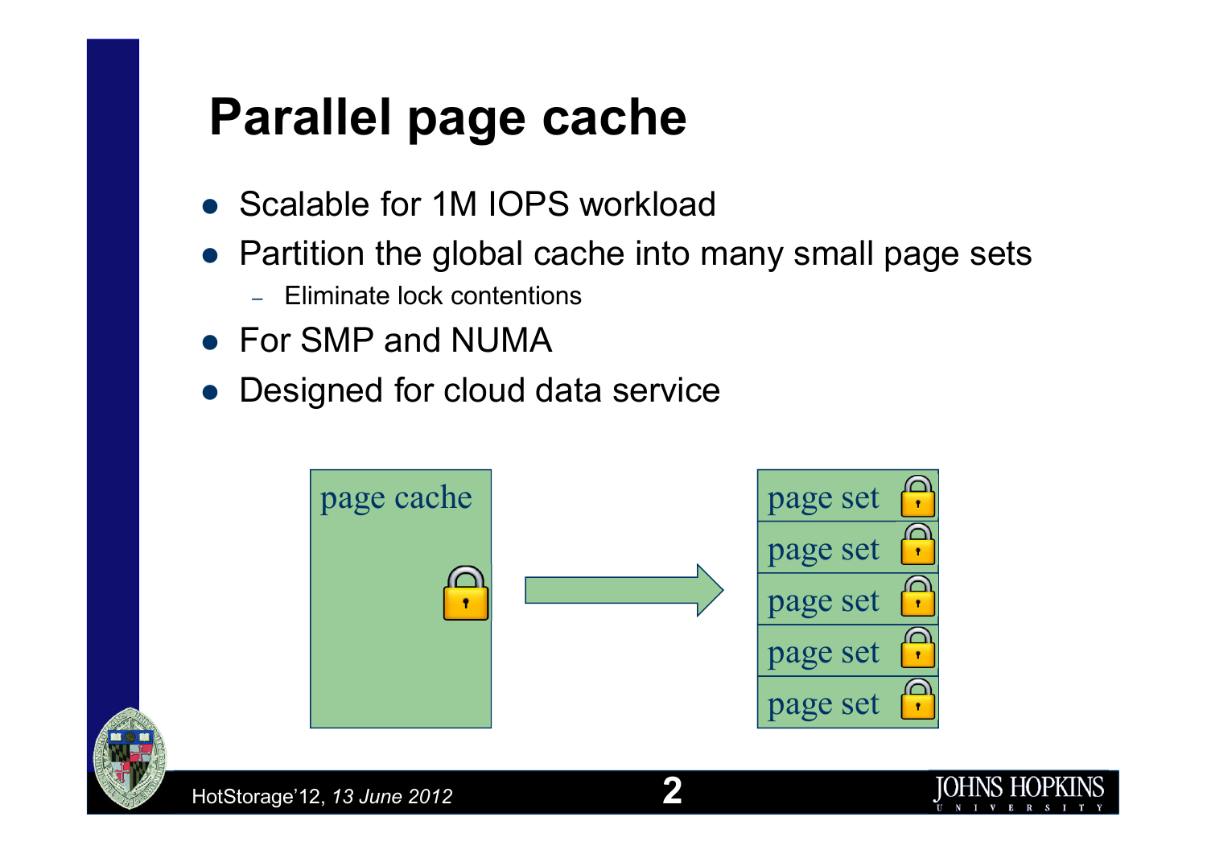# Parallel page cache

- Scalable for 1M IOPS workload
- Partition the global cache into many small page sets
  - Eliminate lock contentions
- For SMP and NUMA
- Designed for cloud data service

page cache

page set

page set

page set

page set

page set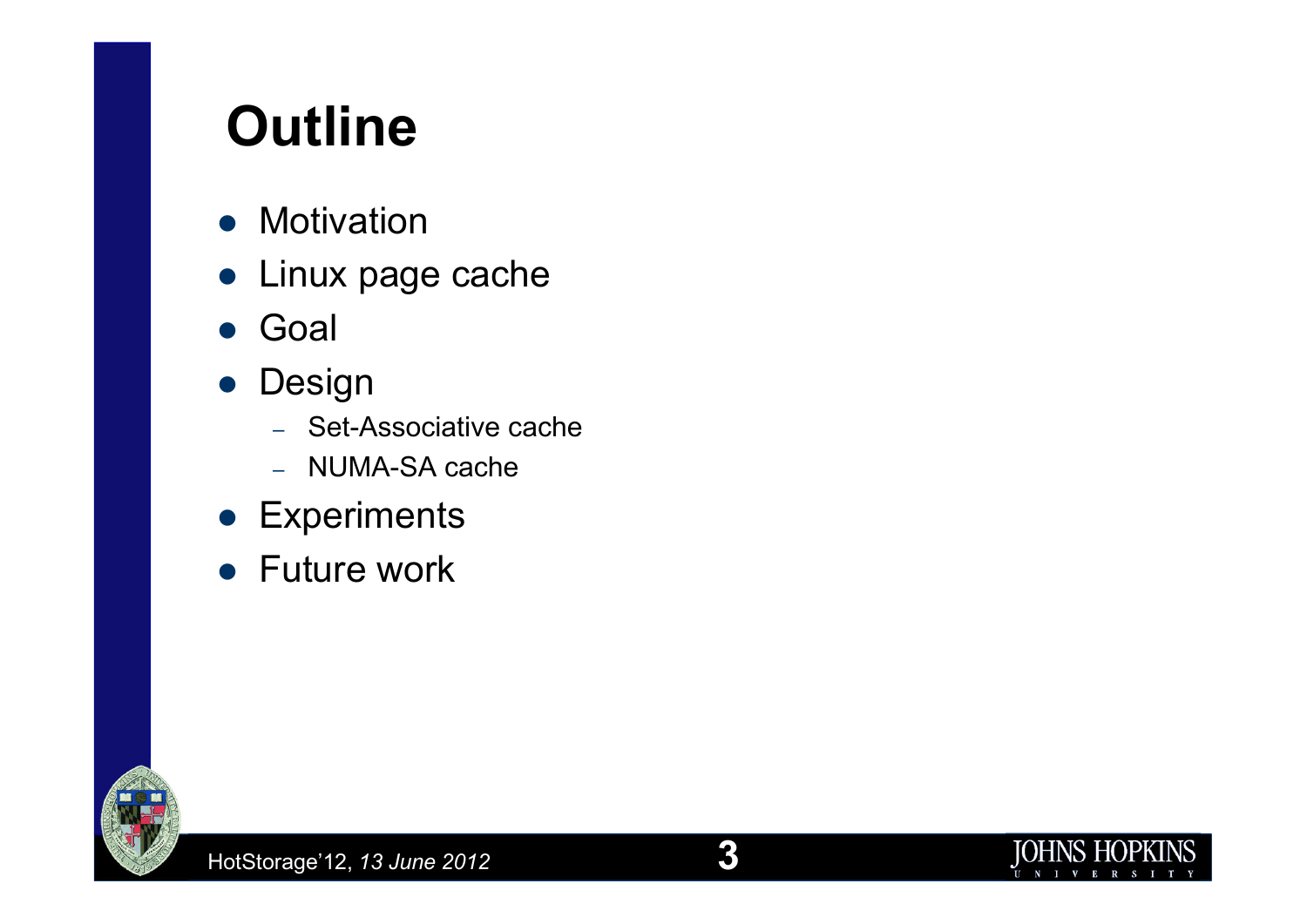# Outline

- Motivation
- Linux page cache
- Goal
- Design
  - Set-Associative cache
  - NUMA-SA cache
- Experiments
- Future work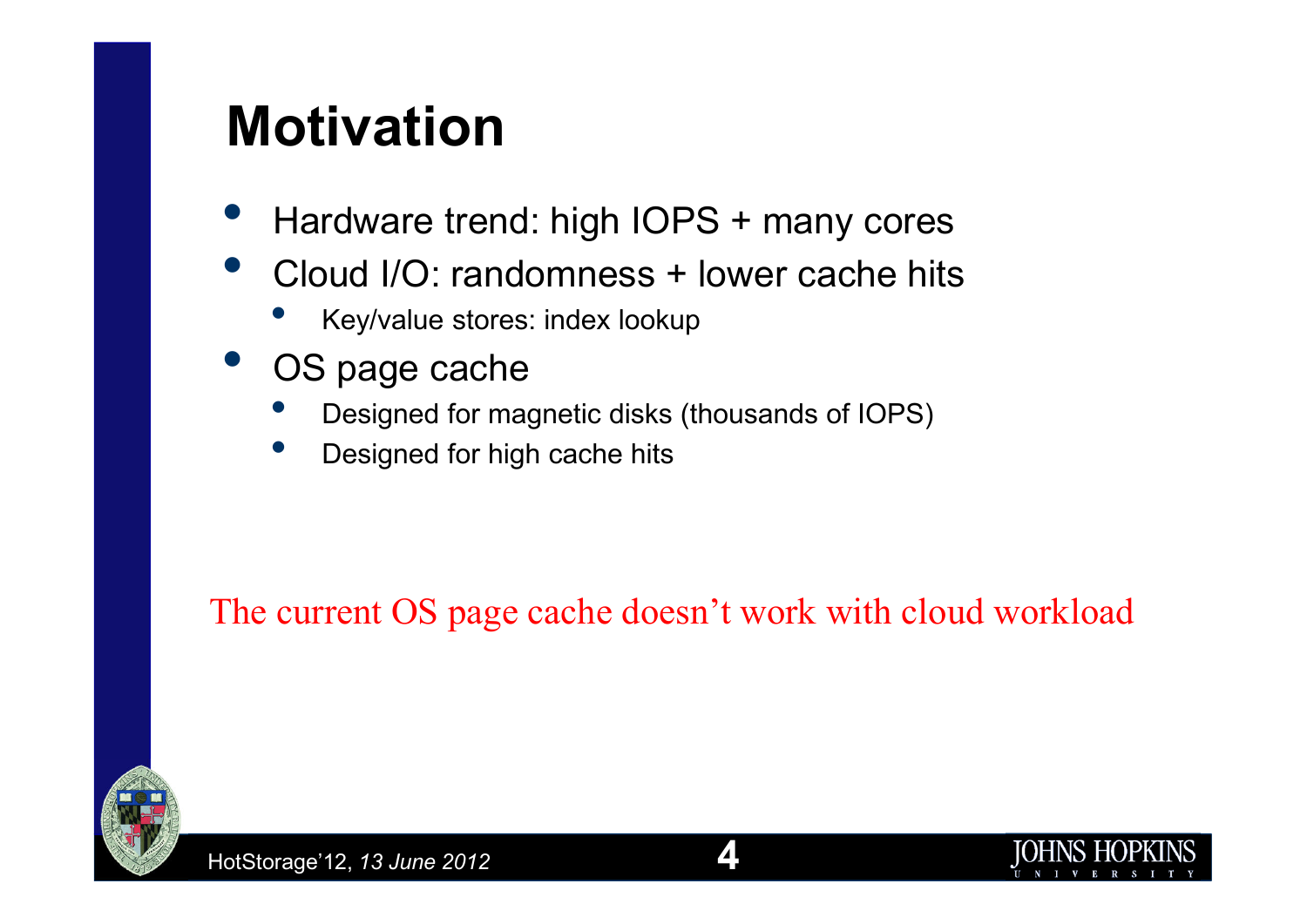# Motivation

- Hardware trend: high IOPS + many cores
- Cloud I/O: randomness + lower cache hits
  - Key/value stores: index lookup
- OS page cache
  - Designed for magnetic disks (thousands of IOPS)
  - Designed for high cache hits

The current OS page cache doesn't work with cloud workload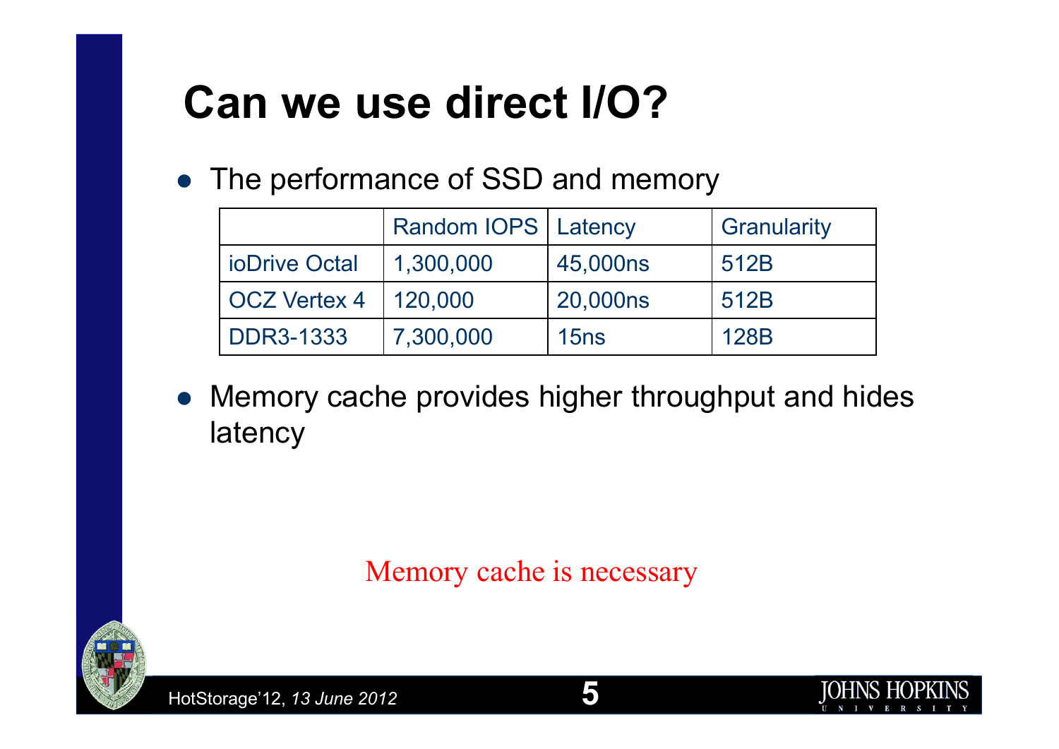# Can we use direct I/O?

- The performance of SSD and memory

| | Random IOPS | Latency | Granularity |
|---|---|---|---|
| ioDrive Octal | 1,300,000 | 45,000ns | 512B |
| OCZ Vertex 4 | 120,000 | 20,000ns | 512B |
| DDR3-1333 | 7,300,000 | 15ns | 128B |

- Memory cache provides higher throughput and hides latency

Memory cache is necessary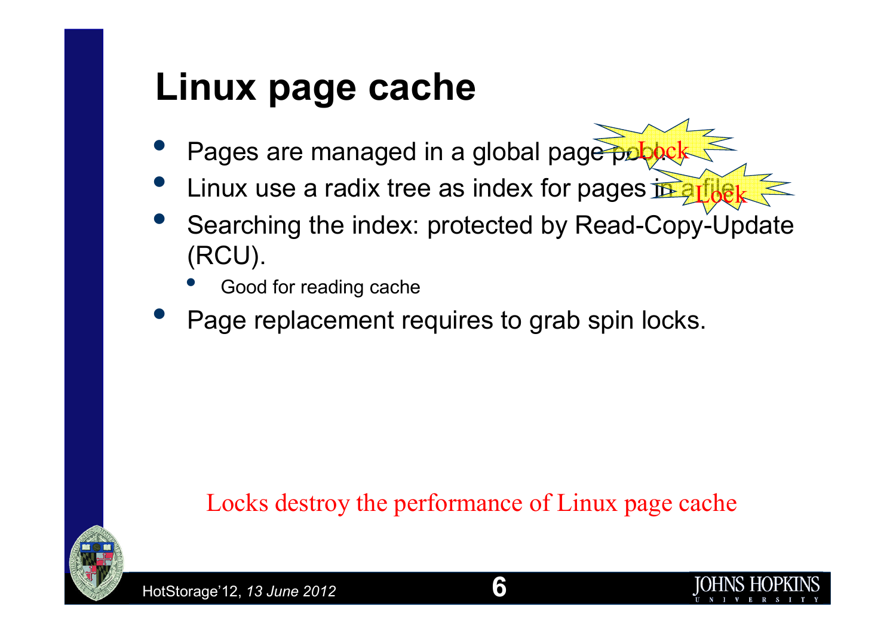# Linux page cache

- Pages are managed in a global page pool. **Lock**
- Linux use a radix tree as index for pages in a file. **Lock**
- Searching the index: protected by Read-Copy-Update (RCU).
  - Good for reading cache
- Page replacement requires to grab spin locks.

Locks destroy the performance of Linux page cache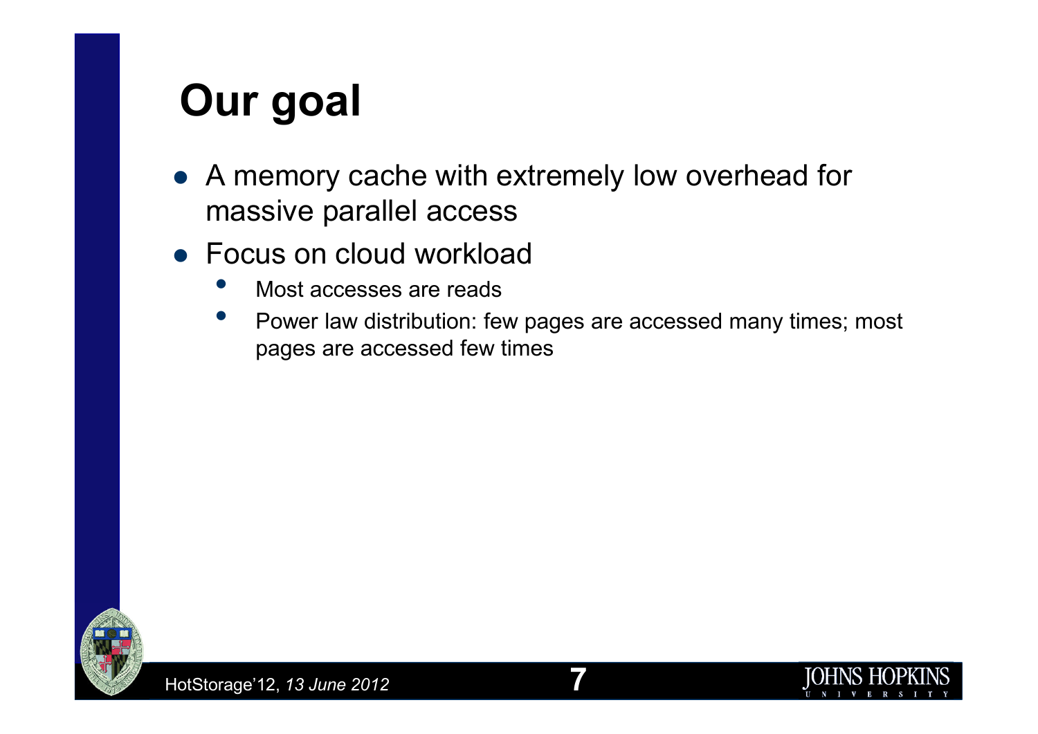# Our goal

- A memory cache with extremely low overhead for massive parallel access
- Focus on cloud workload
  - Most accesses are reads
  - Power law distribution: few pages are accessed many times; most pages are accessed few times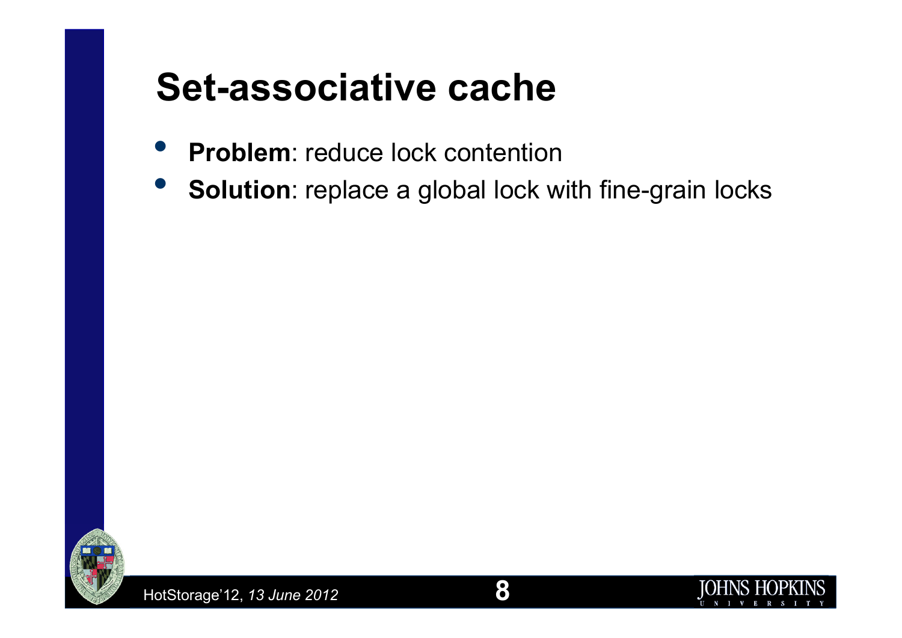# Set-associative cache

- **Problem**: reduce lock contention
- **Solution**: replace a global lock with fine-grain locks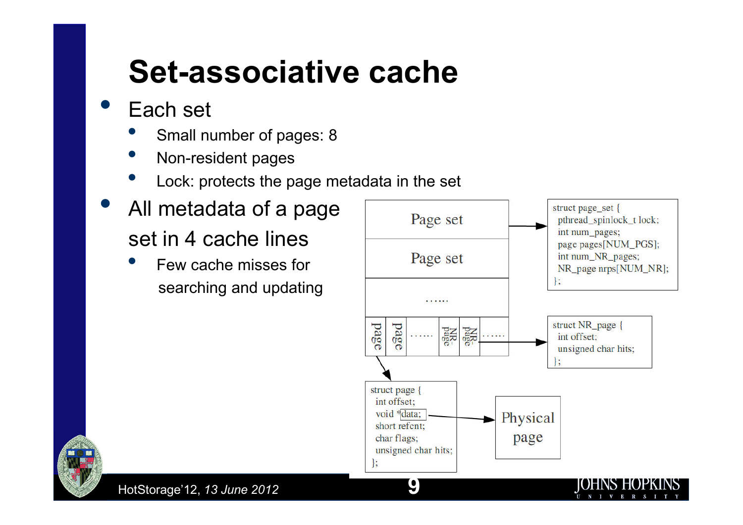# Set-associative cache

- Each set
  - Small number of pages: 8
  - Non-resident pages
  - Lock: protects the page metadata in the set
- All metadata of a page set in 4 cache lines
  - Few cache misses for searching and updating

Page set | Page set | ...... | page | page | ...... | NR-page | NR-page | ......

```
struct page_set {
  pthread_spinlock_t lock;
  int num_pages;
  page pages[NUM_PGS];
  int num_NR_pages;
  NR_page nrps[NUM_NR];
};
```

```
struct NR_page {
  int offset;
  unsigned char hits;
};
```

```
struct page {
  int offset;
  void *data;
  short refcnt;
  char flags;
  unsigned char hits;
};
```

Physical page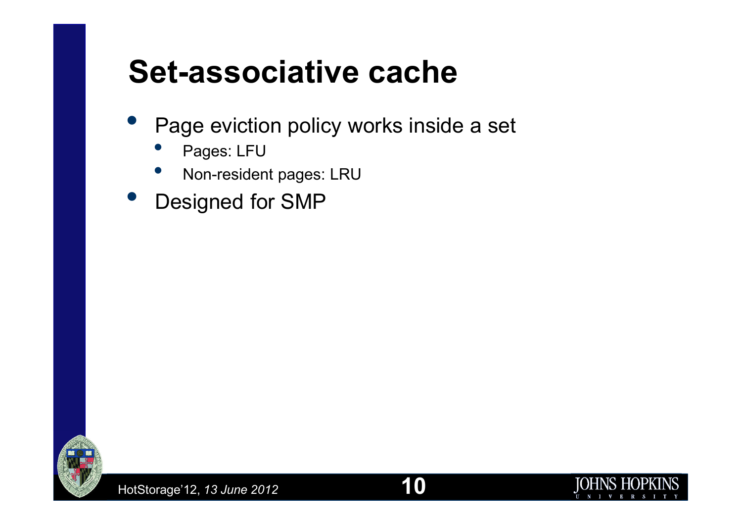# Set-associative cache

- Page eviction policy works inside a set
  - Pages: LFU
  - Non-resident pages: LRU
- Designed for SMP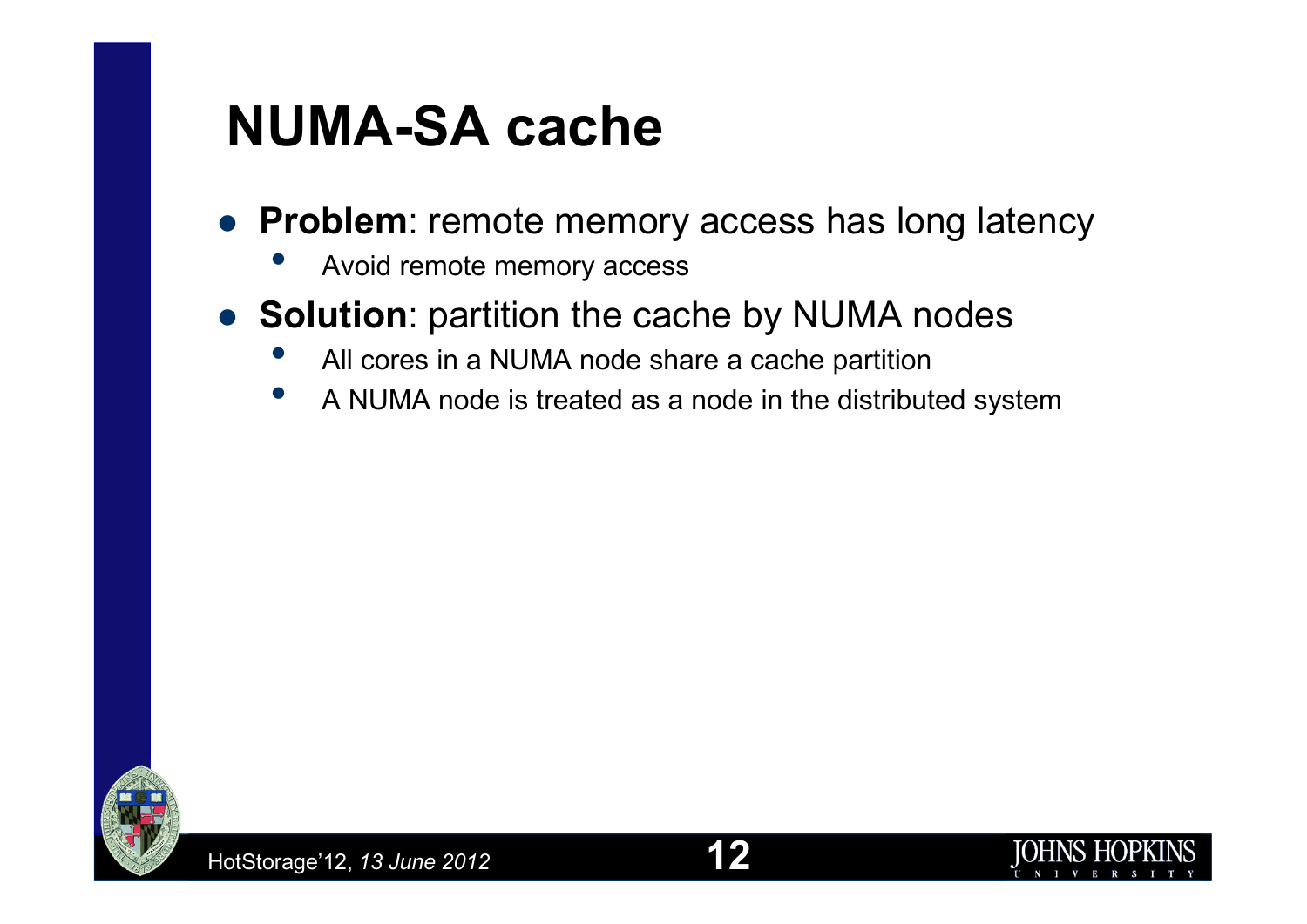# NUMA-SA cache

- **Problem**: remote memory access has long latency
  - Avoid remote memory access
- **Solution**: partition the cache by NUMA nodes
  - All cores in a NUMA node share a cache partition
  - A NUMA node is treated as a node in the distributed system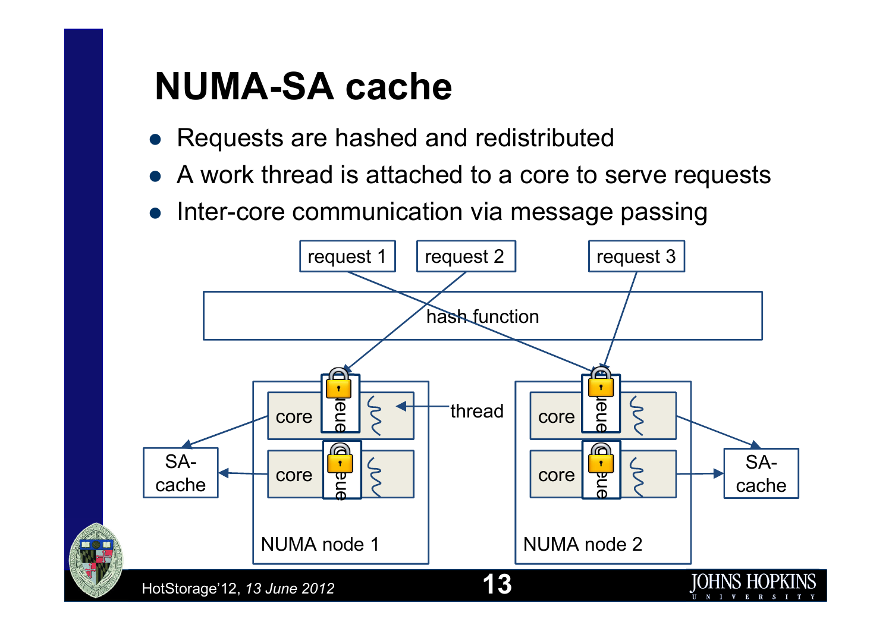# NUMA-SA cache

- Requests are hashed and redistributed
- A work thread is attached to a core to serve requests
- Inter-core communication via message passing

request 1 request 2 request 3

hash function

thread

core queue core queue core queue core queue

SA-cache SA-cache

NUMA node 1 NUMA node 2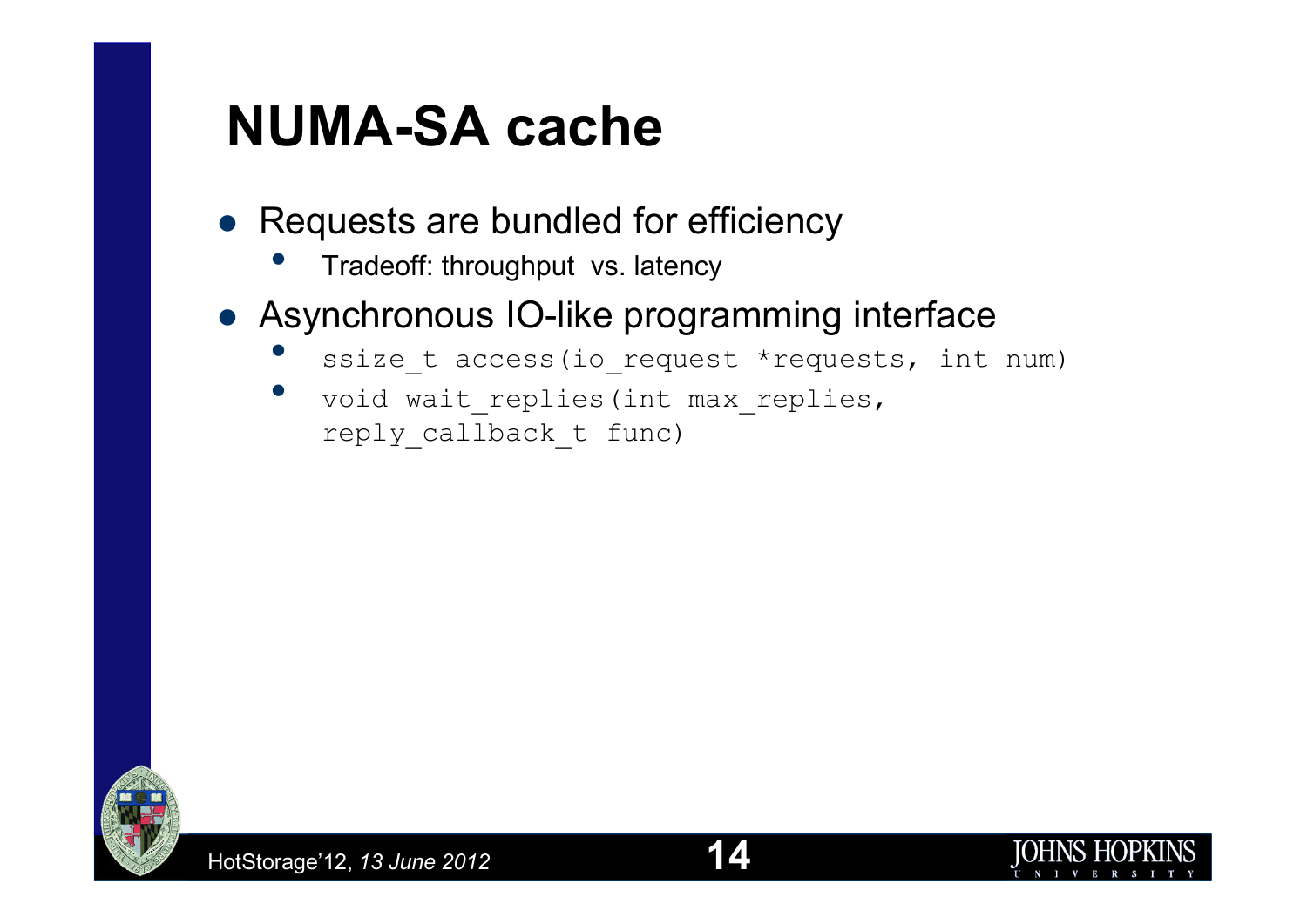# NUMA-SA cache

- Requests are bundled for efficiency
  - Tradeoff: throughput vs. latency
- Asynchronous IO-like programming interface
  - `ssize_t access(io_request *requests, int num)`
  - `void wait_replies(int max_replies, reply_callback_t func)`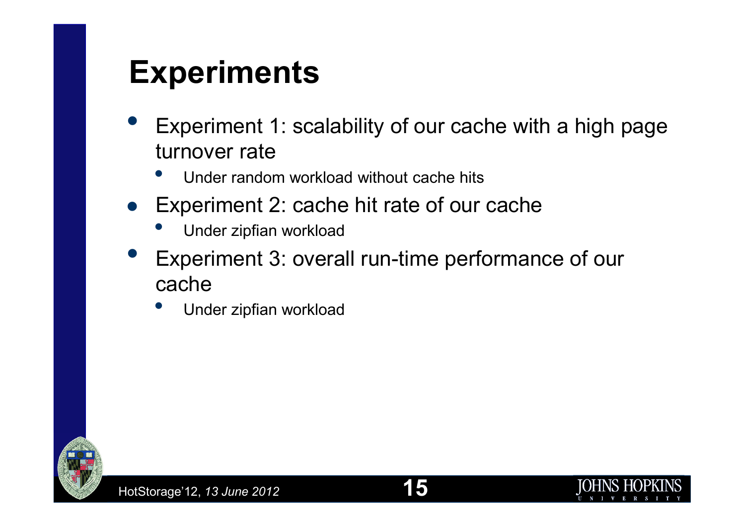# Experiments

- Experiment 1: scalability of our cache with a high page turnover rate
  - Under random workload without cache hits
- Experiment 2: cache hit rate of our cache
  - Under zipfian workload
- Experiment 3: overall run-time performance of our cache
  - Under zipfian workload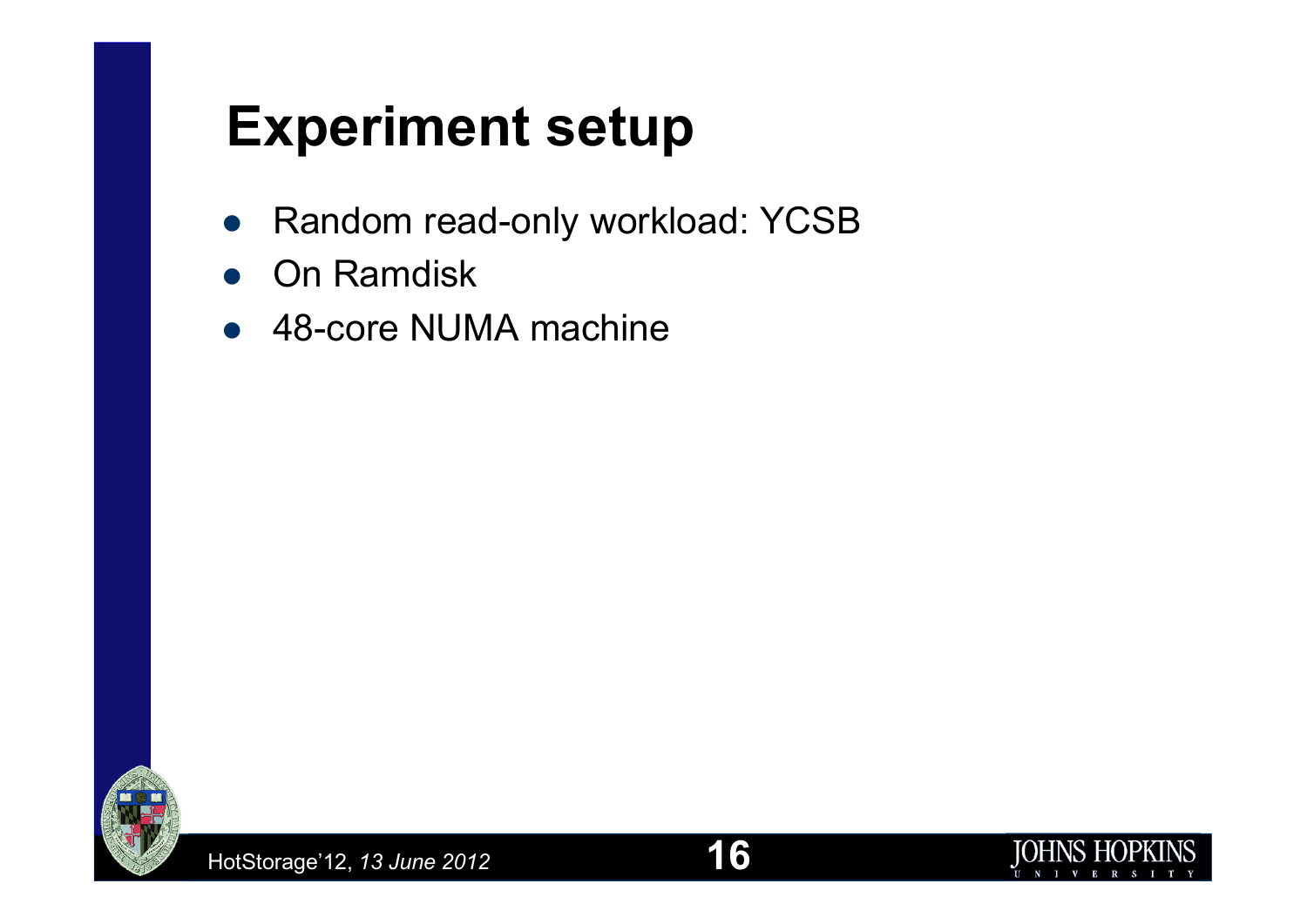# Experiment setup

- Random read-only workload: YCSB
- On Ramdisk
- 48-core NUMA machine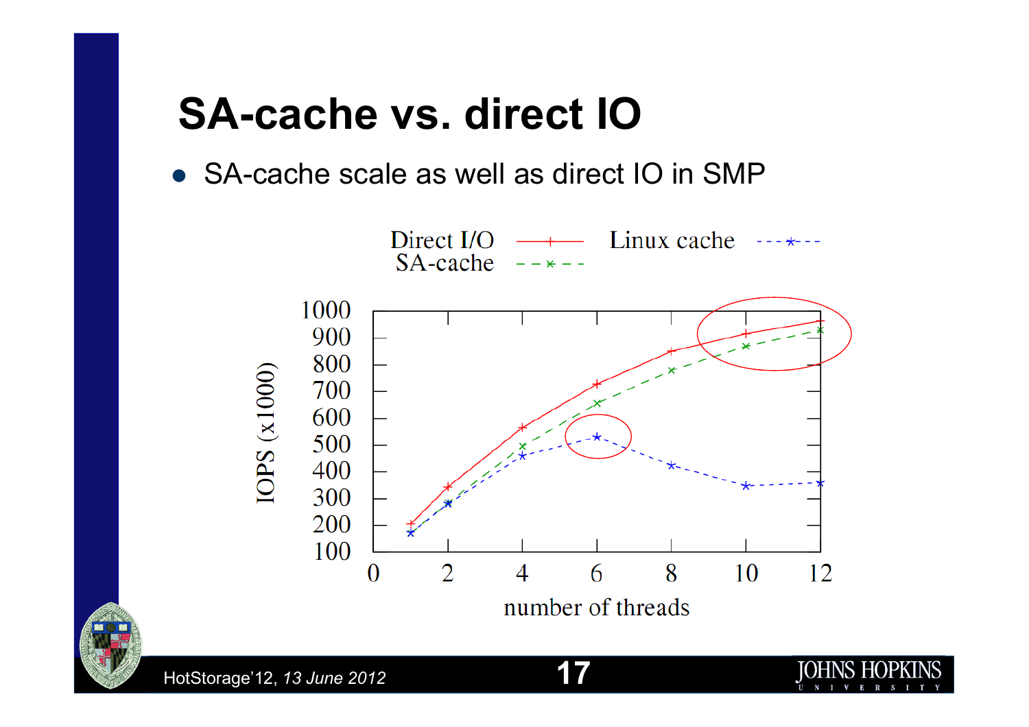# SA-cache vs. direct IO

- SA-cache scale as well as direct IO in SMP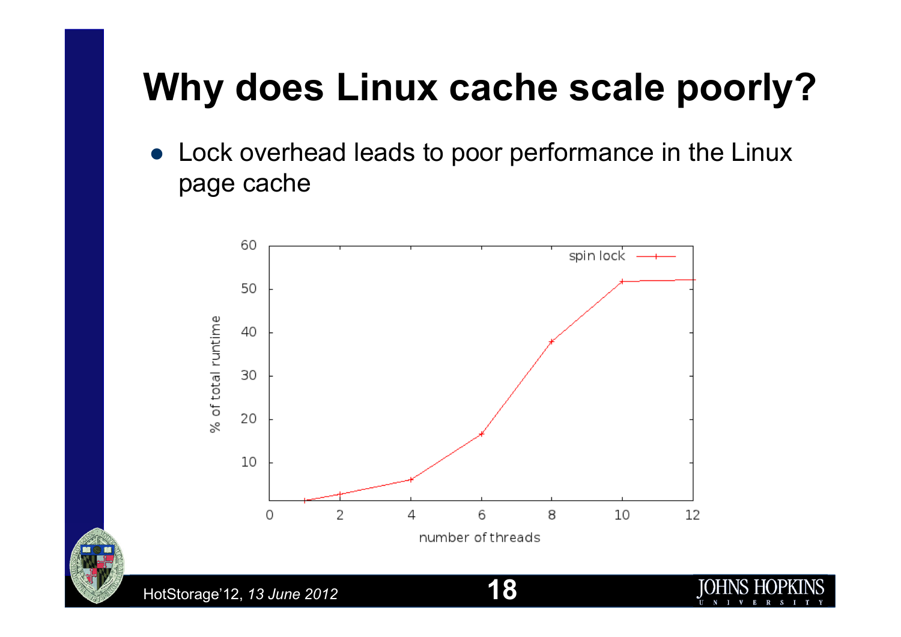# Why does Linux cache scale poorly?

- Lock overhead leads to poor performance in the Linux page cache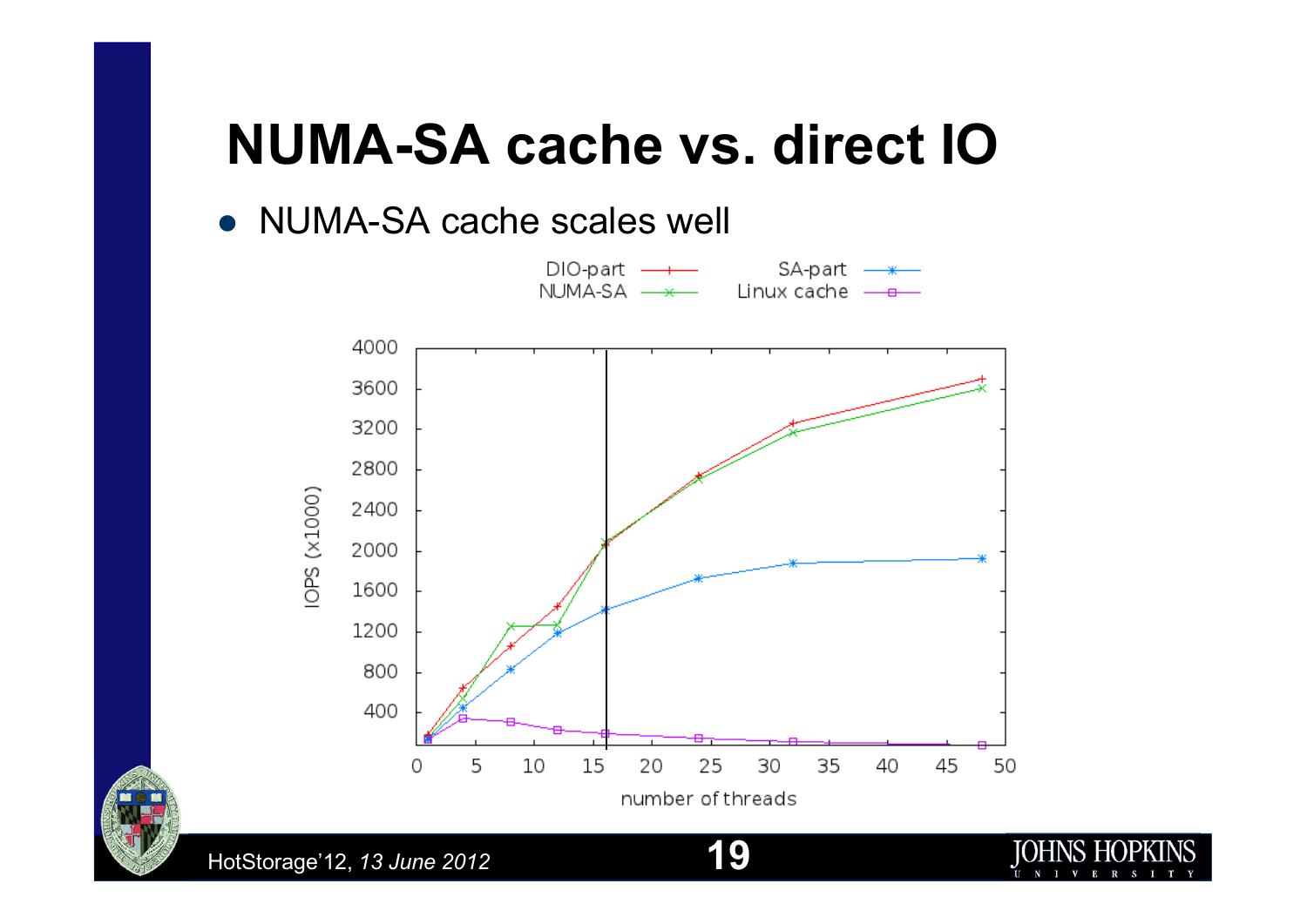# NUMA-SA cache vs. direct IO

- NUMA-SA cache scales well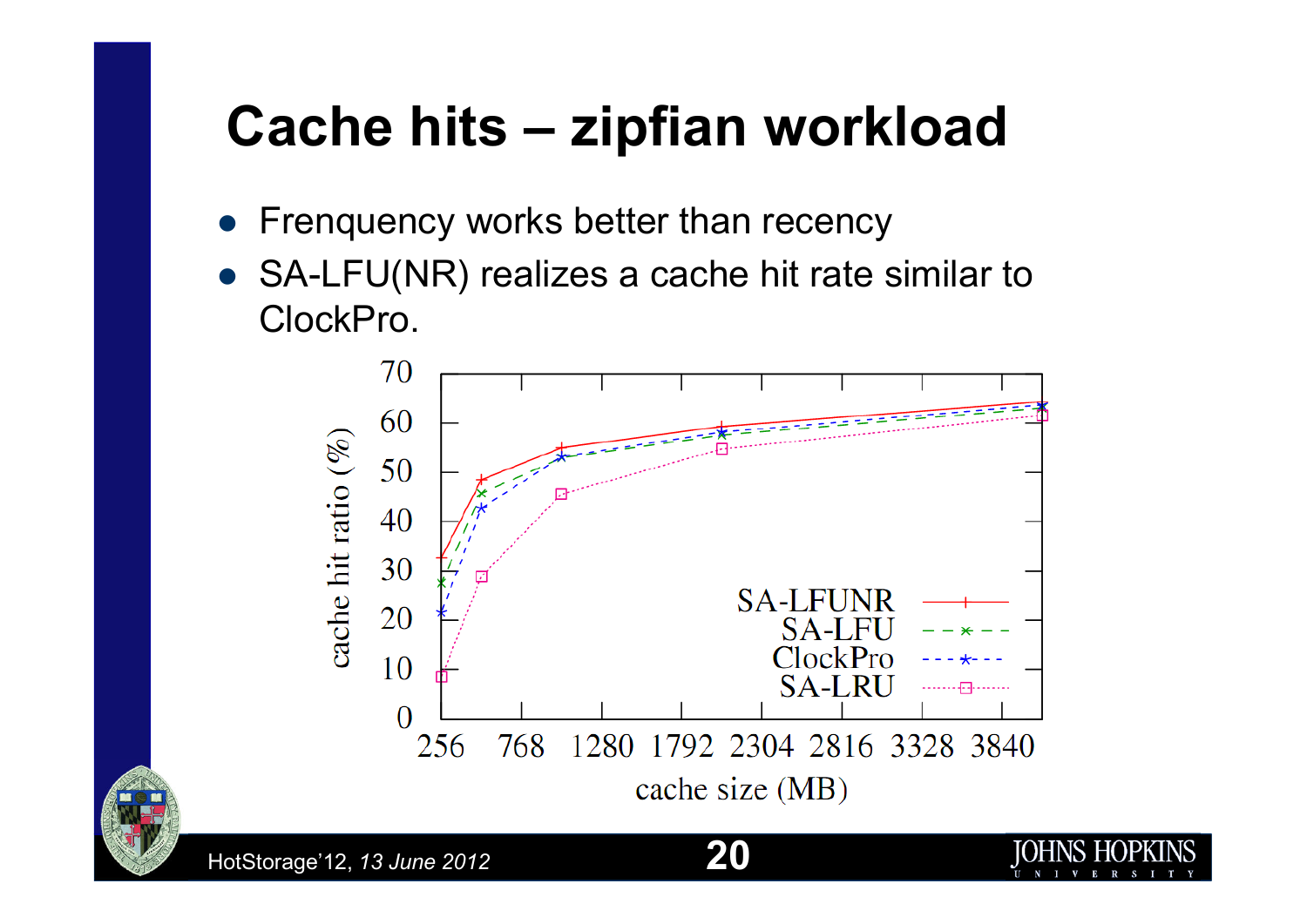# Cache hits – zipfian workload

- Frenquency works better than recency
- SA-LFU(NR) realizes a cache hit rate similar to ClockPro.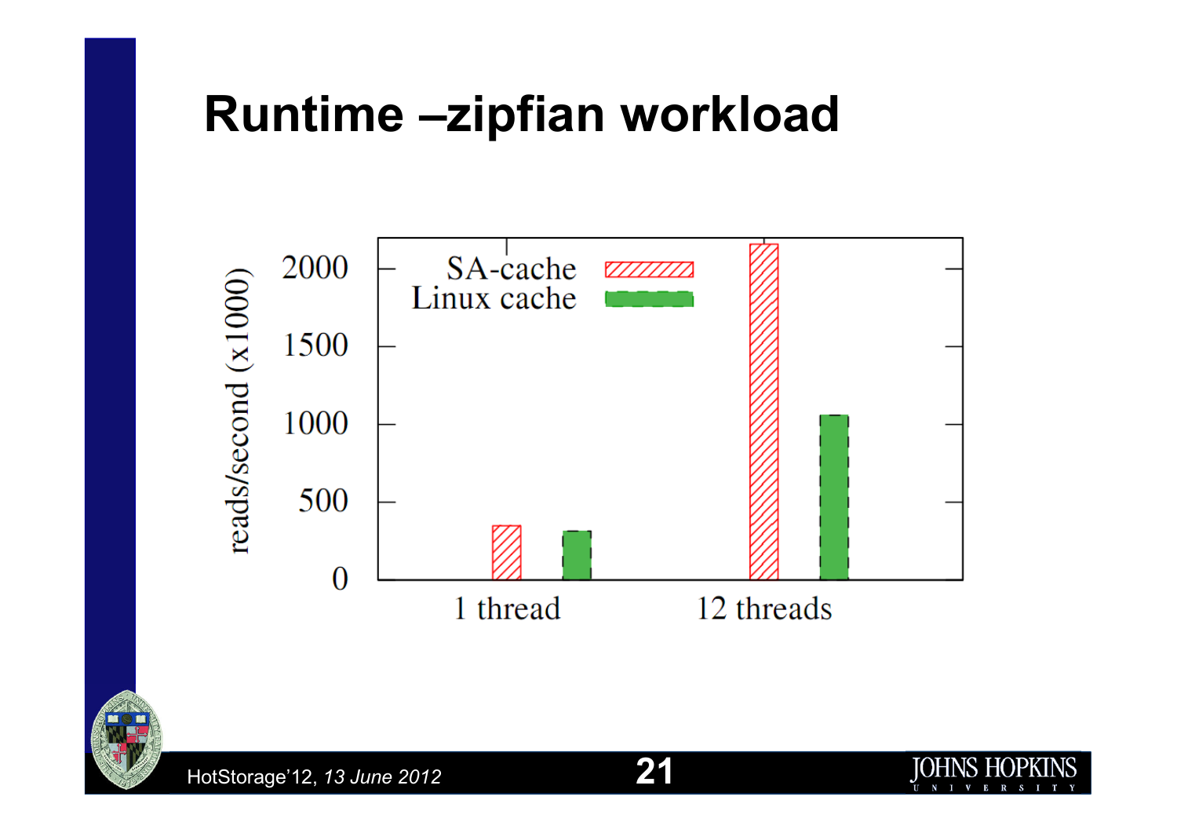# Runtime –zipfian workload

| | SA-cache | Linux cache |
|---|---|---|
| 1 thread | ~350 | ~310 |
| 12 threads | ~2150 | ~1060 |

reads/second (x1000)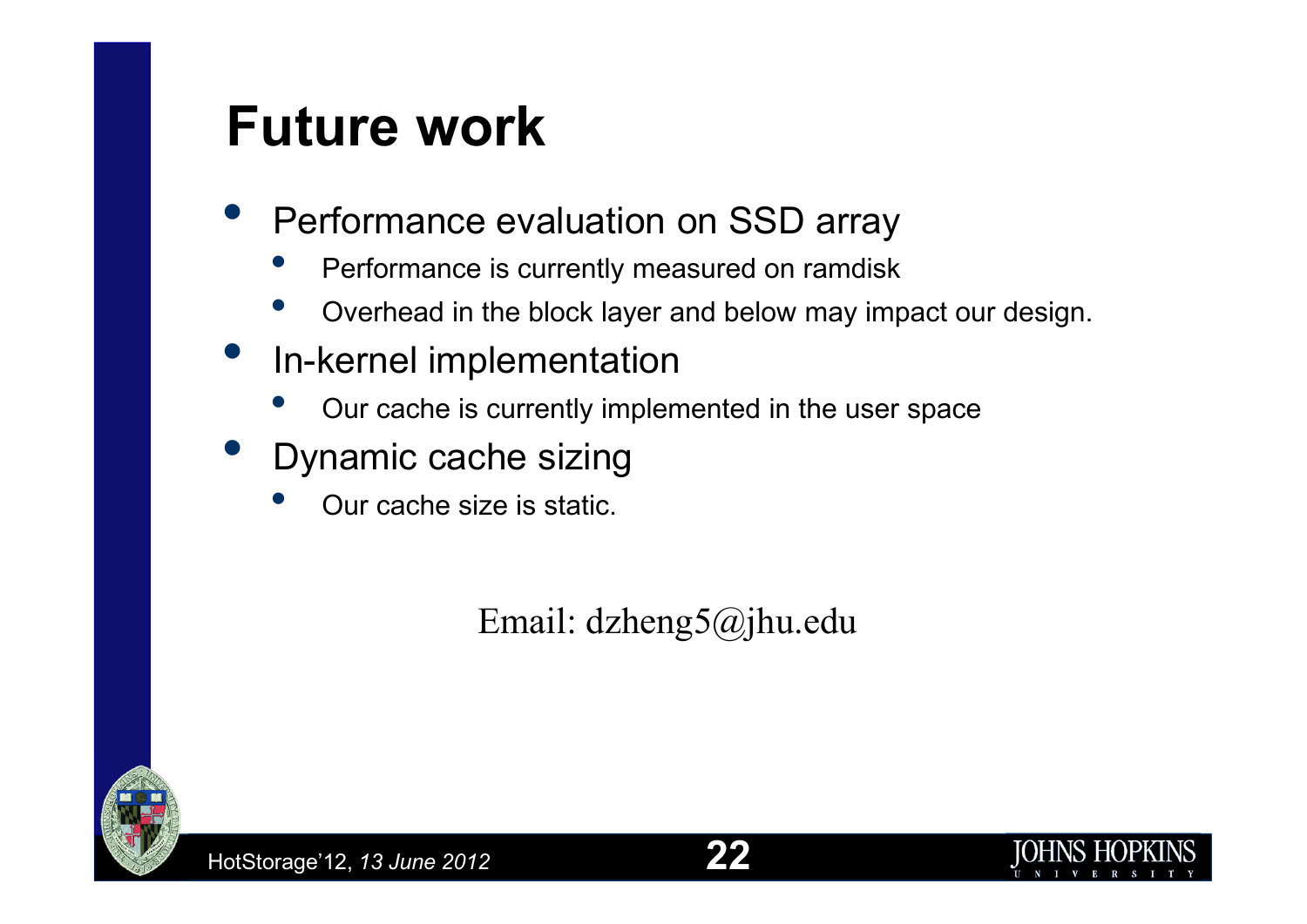# Future work

- Performance evaluation on SSD array
  - Performance is currently measured on ramdisk
  - Overhead in the block layer and below may impact our design.
- In-kernel implementation
  - Our cache is currently implemented in the user space
- Dynamic cache sizing
  - Our cache size is static.

Email: dzheng5@jhu.edu